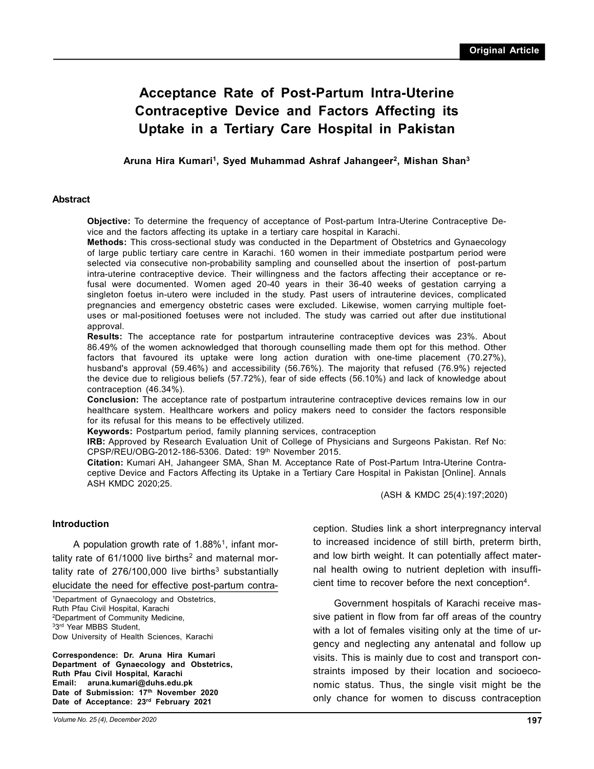Original Article

# Acceptance Rate of Post-Partum Intra-Uterine Contraceptive Device and Factors Affecting its Uptake in a Tertiary Care Hospital in Pakistan

**Aruna Hira Kumari[1], Syed Muhammad Ashraf Jahangeer[2], Mishan Shan[3]**

## Abstract

**Objective:** To determine the frequency of acceptance of Post-partum Intra-Uterine Contraceptive Device and the factors affecting its uptake in a tertiary care hospital in Karachi.

**Methods:** This cross-sectional study was conducted in the Department of Obstetrics and Gynaecology of large public tertiary care centre in Karachi. 160 women in their immediate postpartum period were selected via consecutive non-probability sampling and counselled about the insertion of post-partum intra-uterine contraceptive device. Their willingness and the factors affecting their acceptance or refusal were documented. Women aged 20-40 years in their 36-40 weeks of gestation carrying a singleton foetus in-utero were included in the study. Past users of intrauterine devices, complicated pregnancies and emergency obstetric cases were excluded. Likewise, women carrying multiple foetuses or mal-positioned foetuses were not included. The study was carried out after due institutional approval.

**Results:** The acceptance rate for postpartum intrauterine contraceptive devices was 23%. About 86.49% of the women acknowledged that thorough counselling made them opt for this method. Other factors that favoured its uptake were long action duration with one-time placement (70.27%), husband's approval (59.46%) and accessibility (56.76%). The majority that refused (76.9%) rejected the device due to religious beliefs (57.72%), fear of side effects (56.10%) and lack of knowledge about contraception (46.34%).

**Conclusion:** The acceptance rate of postpartum intrauterine contraceptive devices remains low in our healthcare system. Healthcare workers and policy makers need to consider the factors responsible for its refusal for this means to be effectively utilized.

**Keywords:** Postpartum period, family planning services, contraception

**IRB:** Approved by Research Evaluation Unit of College of Physicians and Surgeons Pakistan. Ref No: CPSP/REU/OBG-2012-186-5306. Dated: 19th November 2015.

**Citation:** Kumari AH, Jahangeer SMA, Shan M. Acceptance Rate of Post-Partum Intra-Uterine Contraceptive Device and Factors Affecting its Uptake in a Tertiary Care Hospital in Pakistan [Online]. Annals ASH KMDC 2020;25.

(ASH & KMDC 25(4):197;2020)

## Introduction

A population growth rate of 1.88%[1], infant mortality rate of 61/1000 live births[2] and maternal mortality rate of 276/100,000 live births[3] substantially elucidate the need for effective post-partum contraception. Studies link a short interpregnancy interval to increased incidence of still birth, preterm birth, and low birth weight. It can potentially affect maternal health owing to nutrient depletion with insufficient time to recover before the next conception[4].

Government hospitals of Karachi receive massive patient in flow from far off areas of the country with a lot of females visiting only at the time of urgency and neglecting any antenatal and follow up visits. This is mainly due to cost and transport constraints imposed by their location and socioeconomic status. Thus, the single visit might be the only chance for women to discuss contraception

[1]Department of Gynaecology and Obstetrics, Ruth Pfau Civil Hospital, Karachi
[2]Department of Community Medicine,
[3]3rd Year MBBS Student,
Dow University of Health Sciences, Karachi

**Correspondence: Dr. Aruna Hira Kumari**
**Department of Gynaecology and Obstetrics, Ruth Pfau Civil Hospital, Karachi**
**Email: aruna.kumari@duhs.edu.pk**
**Date of Submission: 17th November 2020**
**Date of Acceptance: 23rd February 2021**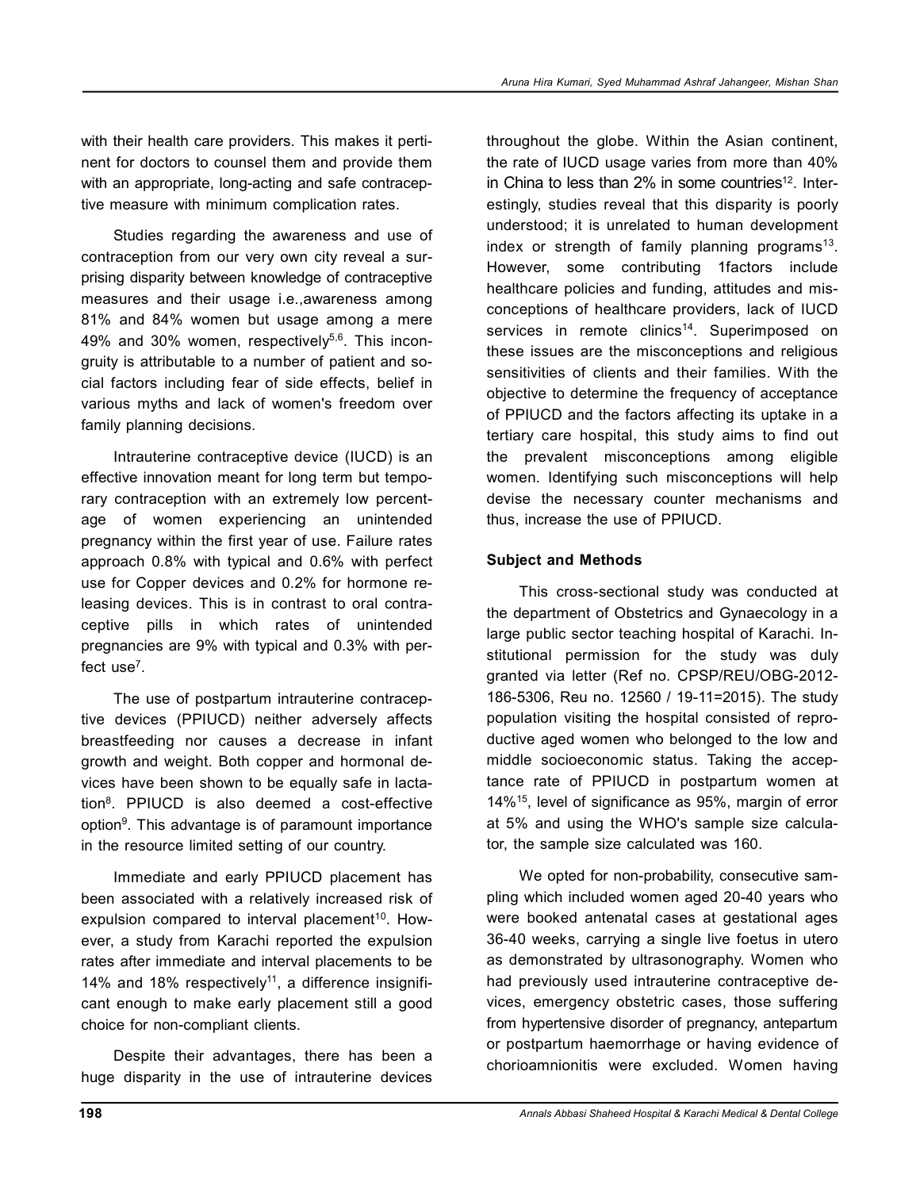with their health care providers. This makes it pertinent for doctors to counsel them and provide them with an appropriate, long-acting and safe contraceptive measure with minimum complication rates.

Studies regarding the awareness and use of contraception from our very own city reveal a surprising disparity between knowledge of contraceptive measures and their usage i.e.,awareness among 81% and 84% women but usage among a mere 49% and 30% women, respectively[5,6]. This incongruity is attributable to a number of patient and social factors including fear of side effects, belief in various myths and lack of women's freedom over family planning decisions.

Intrauterine contraceptive device (IUCD) is an effective innovation meant for long term but temporary contraception with an extremely low percentage of women experiencing an unintended pregnancy within the first year of use. Failure rates approach 0.8% with typical and 0.6% with perfect use for Copper devices and 0.2% for hormone releasing devices. This is in contrast to oral contraceptive pills in which rates of unintended pregnancies are 9% with typical and 0.3% with perfect use[7].

The use of postpartum intrauterine contraceptive devices (PPIUCD) neither adversely affects breastfeeding nor causes a decrease in infant growth and weight. Both copper and hormonal devices have been shown to be equally safe in lactation[8]. PPIUCD is also deemed a cost-effective option[9]. This advantage is of paramount importance in the resource limited setting of our country.

Immediate and early PPIUCD placement has been associated with a relatively increased risk of expulsion compared to interval placement[10]. However, a study from Karachi reported the expulsion rates after immediate and interval placements to be 14% and 18% respectively[11], a difference insignificant enough to make early placement still a good choice for non-compliant clients.

Despite their advantages, there has been a huge disparity in the use of intrauterine devices throughout the globe. Within the Asian continent, the rate of IUCD usage varies from more than 40% in China to less than 2% in some countries[12]. Interestingly, studies reveal that this disparity is poorly understood; it is unrelated to human development index or strength of family planning programs[13]. However, some contributing 1factors include healthcare policies and funding, attitudes and misconceptions of healthcare providers, lack of IUCD services in remote clinics[14]. Superimposed on these issues are the misconceptions and religious sensitivities of clients and their families. With the objective to determine the frequency of acceptance of PPIUCD and the factors affecting its uptake in a tertiary care hospital, this study aims to find out the prevalent misconceptions among eligible women. Identifying such misconceptions will help devise the necessary counter mechanisms and thus, increase the use of PPIUCD.

## Subject and Methods

This cross-sectional study was conducted at the department of Obstetrics and Gynaecology in a large public sector teaching hospital of Karachi. Institutional permission for the study was duly granted via letter (Ref no. CPSP/REU/OBG-2012-186-5306, Reu no. 12560 / 19-11=2015). The study population visiting the hospital consisted of reproductive aged women who belonged to the low and middle socioeconomic status. Taking the acceptance rate of PPIUCD in postpartum women at 14%[15], level of significance as 95%, margin of error at 5% and using the WHO's sample size calculator, the sample size calculated was 160.

We opted for non-probability, consecutive sampling which included women aged 20-40 years who were booked antenatal cases at gestational ages 36-40 weeks, carrying a single live foetus in utero as demonstrated by ultrasonography. Women who had previously used intrauterine contraceptive devices, emergency obstetric cases, those suffering from hypertensive disorder of pregnancy, antepartum or postpartum haemorrhage or having evidence of chorioamnionitis were excluded. Women having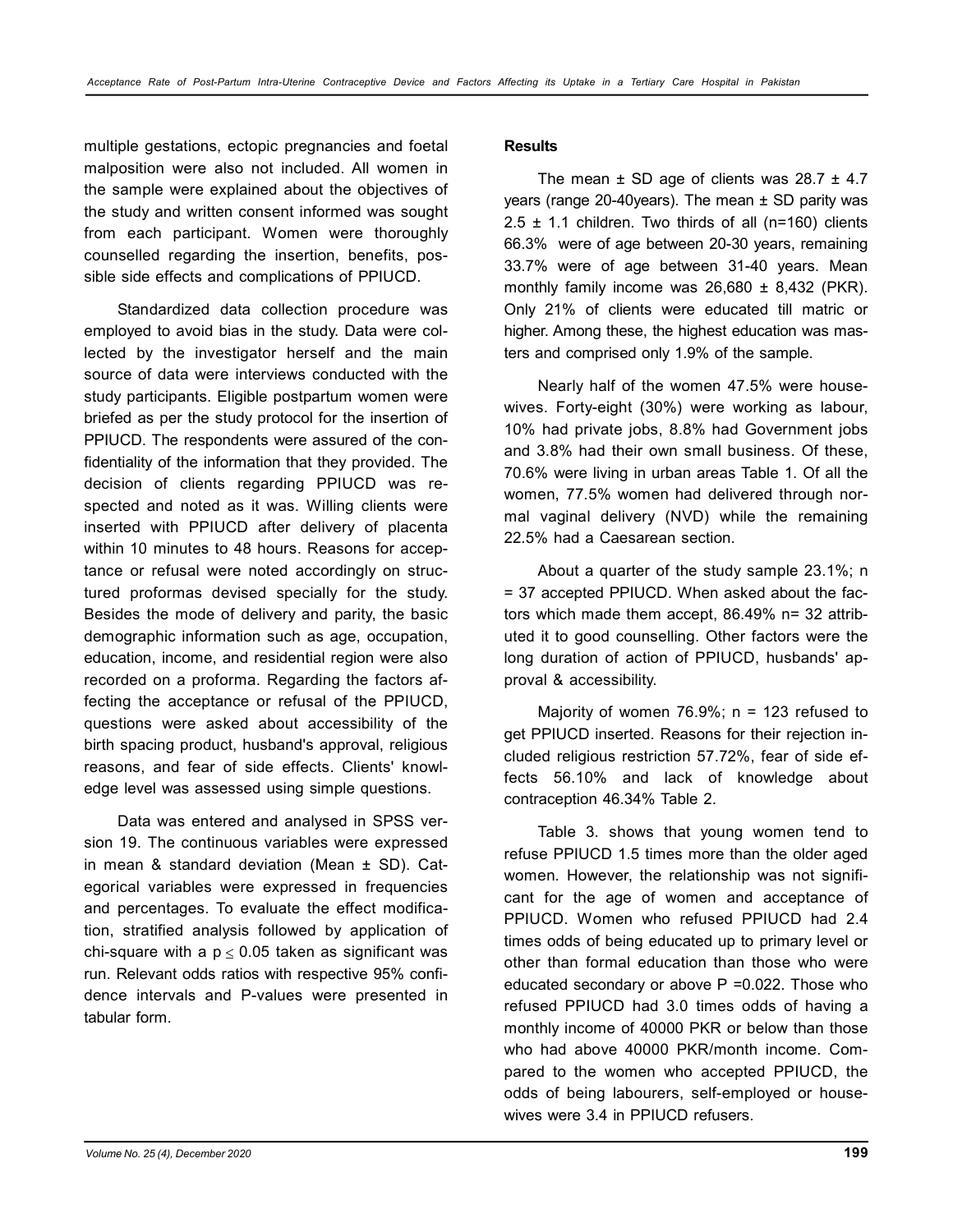multiple gestations, ectopic pregnancies and foetal malposition were also not included. All women in the sample were explained about the objectives of the study and written consent informed was sought from each participant. Women were thoroughly counselled regarding the insertion, benefits, possible side effects and complications of PPIUCD.

Standardized data collection procedure was employed to avoid bias in the study. Data were collected by the investigator herself and the main source of data were interviews conducted with the study participants. Eligible postpartum women were briefed as per the study protocol for the insertion of PPIUCD. The respondents were assured of the confidentiality of the information that they provided. The decision of clients regarding PPIUCD was respected and noted as it was. Willing clients were inserted with PPIUCD after delivery of placenta within 10 minutes to 48 hours. Reasons for acceptance or refusal were noted accordingly on structured proformas devised specially for the study. Besides the mode of delivery and parity, the basic demographic information such as age, occupation, education, income, and residential region were also recorded on a proforma. Regarding the factors affecting the acceptance or refusal of the PPIUCD, questions were asked about accessibility of the birth spacing product, husband's approval, religious reasons, and fear of side effects. Clients' knowledge level was assessed using simple questions.

Data was entered and analysed in SPSS version 19. The continuous variables were expressed in mean & standard deviation (Mean ± SD). Categorical variables were expressed in frequencies and percentages. To evaluate the effect modification, stratified analysis followed by application of chi-square with a $p \leq 0.05$ taken as significant was run. Relevant odds ratios with respective 95% confidence intervals and P-values were presented in tabular form.

**Results**

The mean ± SD age of clients was 28.7 ± 4.7 years (range 20-40years). The mean ± SD parity was 2.5 ± 1.1 children. Two thirds of all (n=160) clients 66.3% were of age between 20-30 years, remaining 33.7% were of age between 31-40 years. Mean monthly family income was 26,680 ± 8,432 (PKR). Only 21% of clients were educated till matric or higher. Among these, the highest education was masters and comprised only 1.9% of the sample.

Nearly half of the women 47.5% were housewives. Forty-eight (30%) were working as labour, 10% had private jobs, 8.8% had Government jobs and 3.8% had their own small business. Of these, 70.6% were living in urban areas Table 1. Of all the women, 77.5% women had delivered through normal vaginal delivery (NVD) while the remaining 22.5% had a Caesarean section.

About a quarter of the study sample 23.1%; n = 37 accepted PPIUCD. When asked about the factors which made them accept, 86.49% n= 32 attributed it to good counselling. Other factors were the long duration of action of PPIUCD, husbands' approval & accessibility.

Majority of women 76.9%; n = 123 refused to get PPIUCD inserted. Reasons for their rejection included religious restriction 57.72%, fear of side effects 56.10% and lack of knowledge about contraception 46.34% Table 2.

Table 3. shows that young women tend to refuse PPIUCD 1.5 times more than the older aged women. However, the relationship was not significant for the age of women and acceptance of PPIUCD. Women who refused PPIUCD had 2.4 times odds of being educated up to primary level or other than formal education than those who were educated secondary or above P =0.022. Those who refused PPIUCD had 3.0 times odds of having a monthly income of 40000 PKR or below than those who had above 40000 PKR/month income. Compared to the women who accepted PPIUCD, the odds of being labourers, self-employed or housewives were 3.4 in PPIUCD refusers.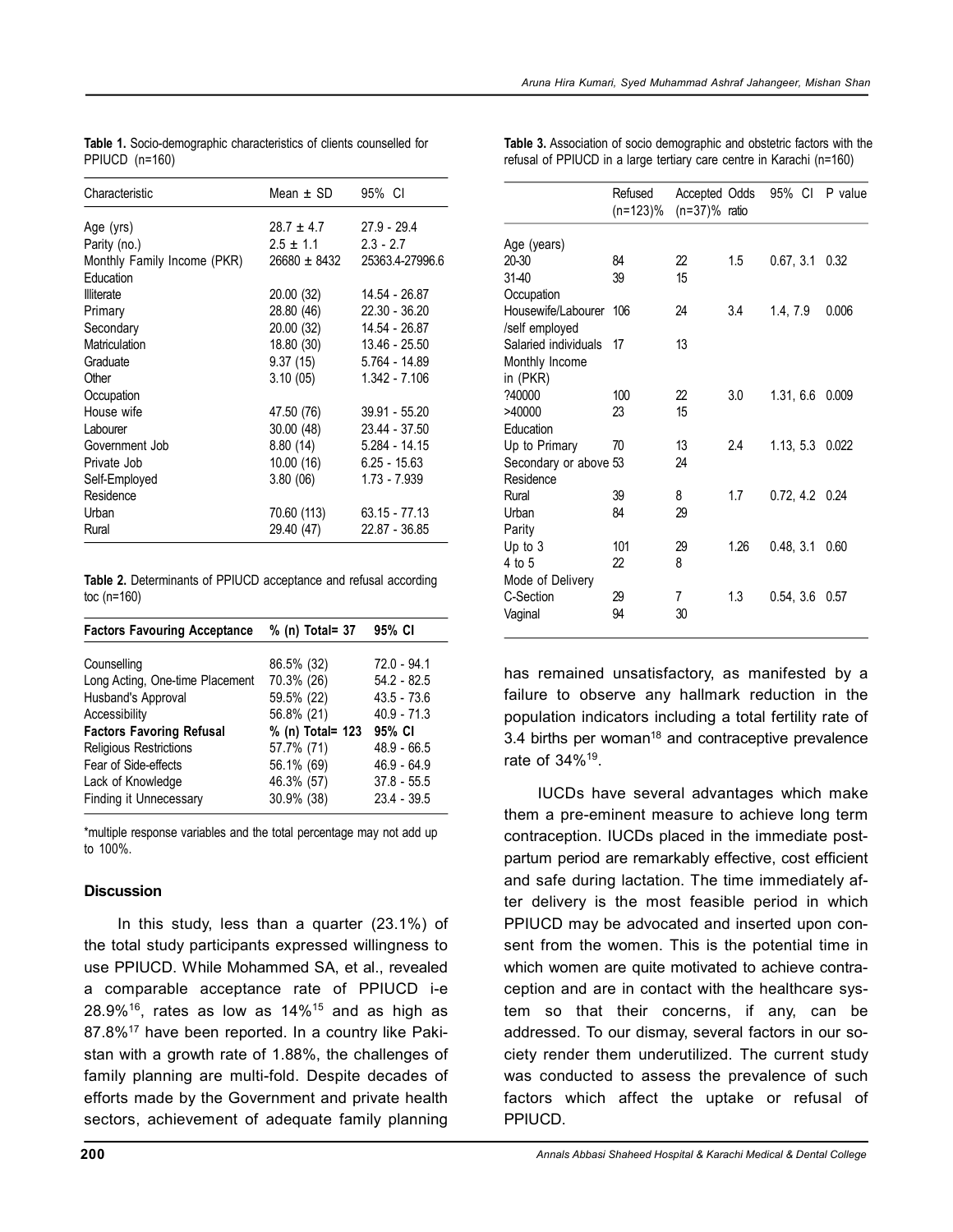**Table 1.** Socio-demographic characteristics of clients counselled for PPIUCD (n=160)

| Characteristic | Mean ± SD | 95% CI |
|---|---|---|
| Age (yrs) | 28.7 ± 4.7 | 27.9 - 29.4 |
| Parity (no.) | 2.5 ± 1.1 | 2.3 - 2.7 |
| Monthly Family Income (PKR) | 26680 ± 8432 | 25363.4-27996.6 |
| Education | | |
| Illiterate | 20.00 (32) | 14.54 - 26.87 |
| Primary | 28.80 (46) | 22.30 - 36.20 |
| Secondary | 20.00 (32) | 14.54 - 26.87 |
| Matriculation | 18.80 (30) | 13.46 - 25.50 |
| Graduate | 9.37 (15) | 5.764 - 14.89 |
| Other | 3.10 (05) | 1.342 - 7.106 |
| Occupation | | |
| House wife | 47.50 (76) | 39.91 - 55.20 |
| Labourer | 30.00 (48) | 23.44 - 37.50 |
| Government Job | 8.80 (14) | 5.284 - 14.15 |
| Private Job | 10.00 (16) | 6.25 - 15.63 |
| Self-Employed | 3.80 (06) | 1.73 - 7.939 |
| Residence | | |
| Urban | 70.60 (113) | 63.15 - 77.13 |
| Rural | 29.40 (47) | 22.87 - 36.85 |

**Table 2.** Determinants of PPIUCD acceptance and refusal according toc (n=160)

| **Factors Favouring Acceptance** | **% (n) Total= 37** | **95% CI** |
|---|---|---|
| Counselling | 86.5% (32) | 72.0 - 94.1 |
| Long Acting, One-time Placement | 70.3% (26) | 54.2 - 82.5 |
| Husband's Approval | 59.5% (22) | 43.5 - 73.6 |
| Accessibility | 56.8% (21) | 40.9 - 71.3 |
| **Factors Favoring Refusal** | **% (n) Total= 123** | **95% CI** |
| Religious Restrictions | 57.7% (71) | 48.9 - 66.5 |
| Fear of Side-effects | 56.1% (69) | 46.9 - 64.9 |
| Lack of Knowledge | 46.3% (57) | 37.8 - 55.5 |
| Finding it Unnecessary | 30.9% (38) | 23.4 - 39.5 |

*multiple response variables and the total percentage may not add up to 100%.

## Discussion

In this study, less than a quarter (23.1%) of the total study participants expressed willingness to use PPIUCD. While Mohammed SA, et al., revealed a comparable acceptance rate of PPIUCD i-e 28.9%[16], rates as low as 14%[15] and as high as 87.8%[17] have been reported. In a country like Pakistan with a growth rate of 1.88%, the challenges of family planning are multi-fold. Despite decades of efforts made by the Government and private health sectors, achievement of adequate family planning has remained unsatisfactory, as manifested by a failure to observe any hallmark reduction in the population indicators including a total fertility rate of 3.4 births per woman[18] and contraceptive prevalence rate of 34%[19].

**Table 3.** Association of socio demographic and obstetric factors with the refusal of PPIUCD in a large tertiary care centre in Karachi (n=160)

| | Refused (n=123)% | Accepted (n=37)% | Odds ratio | 95% CI | P value |
|---|---|---|---|---|---|
| Age (years) | | | | | |
| 20-30 | 84 | 22 | 1.5 | 0.67, 3.1 | 0.32 |
| 31-40 | 39 | 15 | | | |
| Occupation | | | | | |
| Housewife/Labourer /self employed | 106 | 24 | 3.4 | 1.4, 7.9 | 0.006 |
| Salaried individuals | 17 | 13 | | | |
| Monthly Income in (PKR) | | | | | |
| ?40000 | 100 | 22 | 3.0 | 1.31, 6.6 | 0.009 |
| >40000 | 23 | 15 | | | |
| Education | | | | | |
| Up to Primary | 70 | 13 | 2.4 | 1.13, 5.3 | 0.022 |
| Secondary or above | 53 | 24 | | | |
| Residence | | | | | |
| Rural | 39 | 8 | 1.7 | 0.72, 4.2 | 0.24 |
| Urban | 84 | 29 | | | |
| Parity | | | | | |
| Up to 3 | 101 | 29 | 1.26 | 0.48, 3.1 | 0.60 |
| 4 to 5 | 22 | 8 | | | |
| Mode of Delivery | | | | | |
| C-Section | 29 | 7 | 1.3 | 0.54, 3.6 | 0.57 |
| Vaginal | 94 | 30 | | | |

IUCDs have several advantages which make them a pre-eminent measure to achieve long term contraception. IUCDs placed in the immediate post-partum period are remarkably effective, cost efficient and safe during lactation. The time immediately after delivery is the most feasible period in which PPIUCD may be advocated and inserted upon consent from the women. This is the potential time in which women are quite motivated to achieve contraception and are in contact with the healthcare system so that their concerns, if any, can be addressed. To our dismay, several factors in our society render them underutilized. The current study was conducted to assess the prevalence of such factors which affect the uptake or refusal of PPIUCD.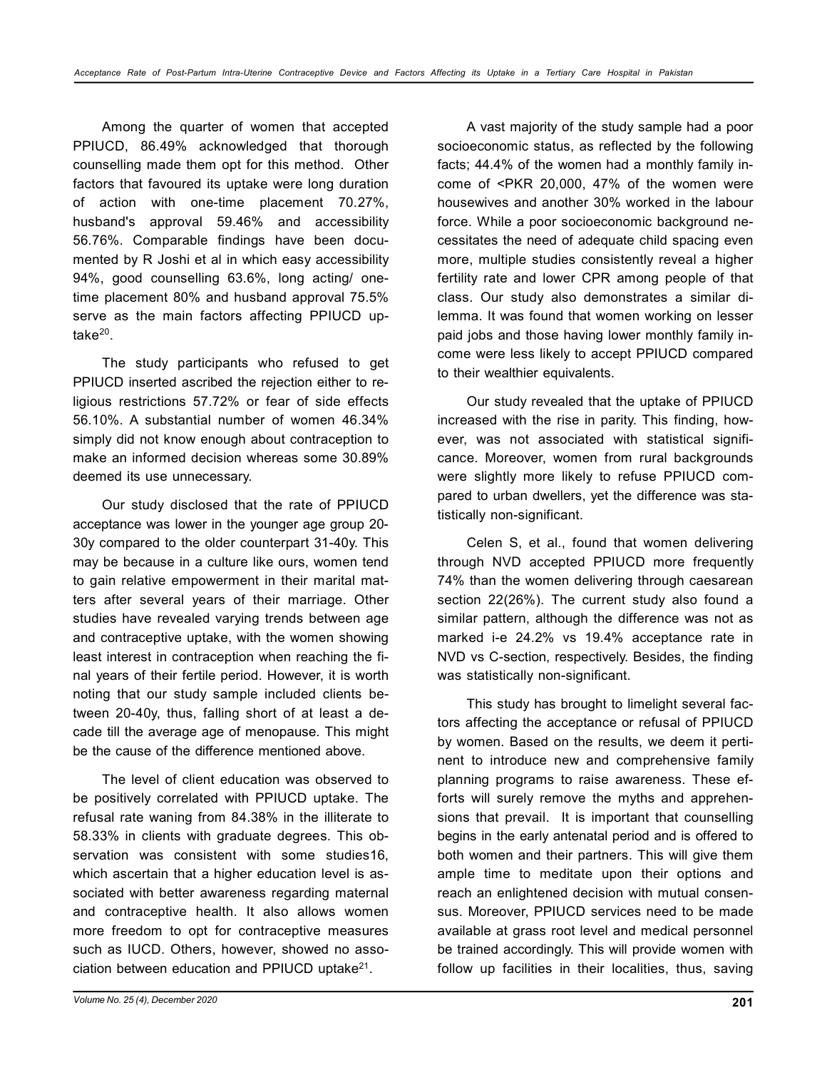Among the quarter of women that accepted PPIUCD, 86.49% acknowledged that thorough counselling made them opt for this method. Other factors that favoured its uptake were long duration of action with one-time placement 70.27%, husband's approval 59.46% and accessibility 56.76%. Comparable findings have been documented by R Joshi et al in which easy accessibility 94%, good counselling 63.6%, long acting/ one-time placement 80% and husband approval 75.5% serve as the main factors affecting PPIUCD uptake[20].

The study participants who refused to get PPIUCD inserted ascribed the rejection either to religious restrictions 57.72% or fear of side effects 56.10%. A substantial number of women 46.34% simply did not know enough about contraception to make an informed decision whereas some 30.89% deemed its use unnecessary.

Our study disclosed that the rate of PPIUCD acceptance was lower in the younger age group 20-30y compared to the older counterpart 31-40y. This may be because in a culture like ours, women tend to gain relative empowerment in their marital matters after several years of their marriage. Other studies have revealed varying trends between age and contraceptive uptake, with the women showing least interest in contraception when reaching the final years of their fertile period. However, it is worth noting that our study sample included clients between 20-40y, thus, falling short of at least a decade till the average age of menopause. This might be the cause of the difference mentioned above.

The level of client education was observed to be positively correlated with PPIUCD uptake. The refusal rate waning from 84.38% in the illiterate to 58.33% in clients with graduate degrees. This observation was consistent with some studies16, which ascertain that a higher education level is associated with better awareness regarding maternal and contraceptive health. It also allows women more freedom to opt for contraceptive measures such as IUCD. Others, however, showed no association between education and PPIUCD uptake[21].

A vast majority of the study sample had a poor socioeconomic status, as reflected by the following facts; 44.4% of the women had a monthly family income of <PKR 20,000, 47% of the women were housewives and another 30% worked in the labour force. While a poor socioeconomic background necessitates the need of adequate child spacing even more, multiple studies consistently reveal a higher fertility rate and lower CPR among people of that class. Our study also demonstrates a similar dilemma. It was found that women working on lesser paid jobs and those having lower monthly family income were less likely to accept PPIUCD compared to their wealthier equivalents.

Our study revealed that the uptake of PPIUCD increased with the rise in parity. This finding, however, was not associated with statistical significance. Moreover, women from rural backgrounds were slightly more likely to refuse PPIUCD compared to urban dwellers, yet the difference was statistically non-significant.

Celen S, et al., found that women delivering through NVD accepted PPIUCD more frequently 74% than the women delivering through caesarean section 22(26%). The current study also found a similar pattern, although the difference was not as marked i-e 24.2% vs 19.4% acceptance rate in NVD vs C-section, respectively. Besides, the finding was statistically non-significant.

This study has brought to limelight several factors affecting the acceptance or refusal of PPIUCD by women. Based on the results, we deem it pertinent to introduce new and comprehensive family planning programs to raise awareness. These efforts will surely remove the myths and apprehensions that prevail. It is important that counselling begins in the early antenatal period and is offered to both women and their partners. This will give them ample time to meditate upon their options and reach an enlightened decision with mutual consensus. Moreover, PPIUCD services need to be made available at grass root level and medical personnel be trained accordingly. This will provide women with follow up facilities in their localities, thus, saving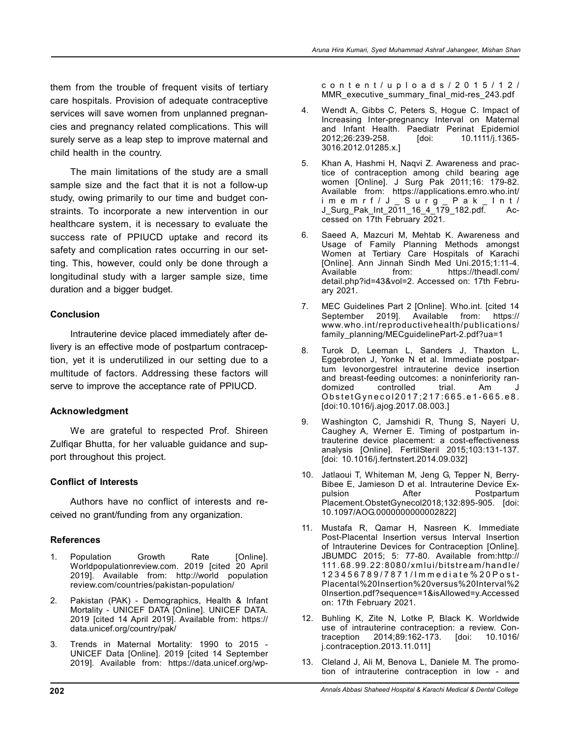them from the trouble of frequent visits of tertiary care hospitals. Provision of adequate contraceptive services will save women from unplanned pregnancies and pregnancy related complications. This will surely serve as a leap step to improve maternal and child health in the country.

The main limitations of the study are a small sample size and the fact that it is not a follow-up study, owing primarily to our time and budget constraints. To incorporate a new intervention in our healthcare system, it is necessary to evaluate the success rate of PPIUCD uptake and record its safety and complication rates occurring in our setting. This, however, could only be done through a longitudinal study with a larger sample size, time duration and a bigger budget.

### Conclusion

Intrauterine device placed immediately after delivery is an effective mode of postpartum contraception, yet it is underutilized in our setting due to a multitude of factors. Addressing these factors will serve to improve the acceptance rate of PPIUCD.

### Acknowledgment

We are grateful to respected Prof. Shireen Zulfiqar Bhutta, for her valuable guidance and support throughout this project.

### Conflict of Interests

Authors have no conflict of interests and received no grant/funding from any organization.

### References

1. Population Growth Rate [Online]. Worldpopulationreview.com. 2019 [cited 20 April 2019]. Available from: http://world population review.com/countries/pakistan-population/
2. Pakistan (PAK) - Demographics, Health & Infant Mortality - UNICEF DATA [Online]. UNICEF DATA. 2019 [cited 14 April 2019]. Available from: https://data.unicef.org/country/pak/
3. Trends in Maternal Mortality: 1990 to 2015 - UNICEF Data [Online]. 2019 [cited 14 September 2019]. Available from: https://data.unicef.org/wp-content/uploads/2015/12/MMR_executive_summary_final_mid-res_243.pdf
4. Wendt A, Gibbs C, Peters S, Hogue C. Impact of Increasing Inter-pregnancy Interval on Maternal and Infant Health. Paediatr Perinat Epidemiol 2012;26:239-258. [doi: 10.1111/j.1365-3016.2012.01285.x.]
5. Khan A, Hashmi H, Naqvi Z. Awareness and practice of contraception among child bearing age women [Online]. J Surg Pak 2011;16: 179-82. Available from: https://applications.emro.who.int/imemrf/J_Surg_Pak_Int/J_Surg_Pak_Int_2011_16_4_179_182.pdf. Accessed on 17th February 2021.
6. Saeed A, Mazcuri M, Mehtab K. Awareness and Usage of Family Planning Methods amongst Women at Tertiary Care Hospitals of Karachi [Online]. Ann Jinnah Sindh Med Uni.2015;1:11-4. Available from: https://theadl.com/detail.php?id=43&vol=2. Accessed on: 17th February 2021.
7. MEC Guidelines Part 2 [Online]. Who.int. [cited 14 September 2019]. Available from: https://www.who.int/reproductivehealth/publications/family_planning/MECguidelinePart-2.pdf?ua=1
8. Turok D, Leeman L, Sanders J, Thaxton L, Eggebroten J, Yonke N et al. Immediate postpartum levonorgestrel intrauterine device insertion and breast-feeding outcomes: a noninferiority randomized controlled trial. Am J ObstetGynecol2017;217:665.e1-665.e8. [doi:10.1016/j.ajog.2017.08.003.]
9. Washington C, Jamshidi R, Thung S, Nayeri U, Caughey A, Werner E. Timing of postpartum intrauterine device placement: a cost-effectiveness analysis [Online]. FertilSteril 2015;103:131-137. [doi: 10.1016/j.fertnstert.2014.09.032]
10. Jatlaoui T, Whiteman M, Jeng G, Tepper N, Berry-Bibee E, Jamieson D et al. Intrauterine Device Expulsion After Postpartum Placement.ObstetGynecol2018;132:895-905. [doi: 10.1097/AOG.0000000000002822]
11. Mustafa R, Qamar H, Nasreen K. Immediate Post-Placental Insertion versus Interval Insertion of Intrauterine Devices for Contraception [Online]. JBUMDC 2015; 5: 77-80. Available from:http://111.68.99.22:8080/xmlui/bitstream/handle/123456789/7871/Immediate%20Post-Placental%20Insertion%20versus%20Interval%20Insertion.pdf?sequence=1&isAllowed=y.Accessed on: 17th February 2021.
12. Buhling K, Zite N, Lotke P, Black K. Worldwide use of intrauterine contraception: a review. Contraception 2014;89:162-173. [doi: 10.1016/j.contraception.2013.11.011]
13. Cleland J, Ali M, Benova L, Daniele M. The promotion of intrauterine contraception in low - and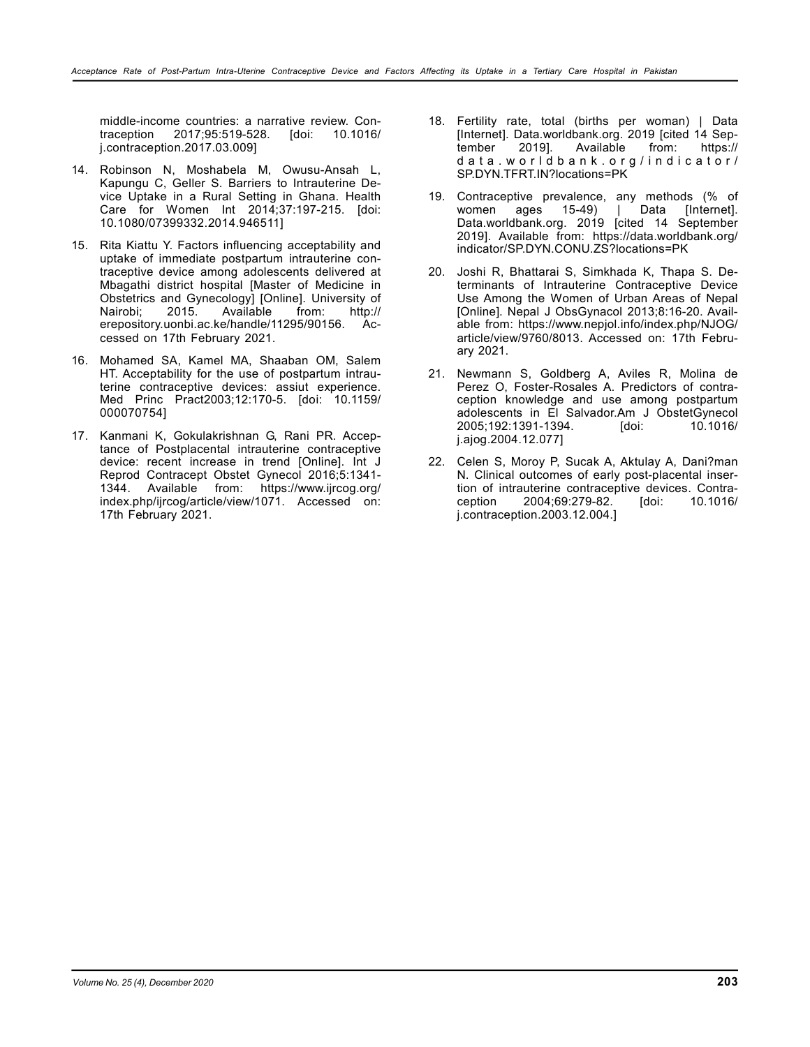middle-income countries: a narrative review. Contraception 2017;95:519-528. [doi: 10.1016/j.contraception.2017.03.009]

14. Robinson N, Moshabela M, Owusu-Ansah L, Kapungu C, Geller S. Barriers to Intrauterine Device Uptake in a Rural Setting in Ghana. Health Care for Women Int 2014;37:197-215. [doi: 10.1080/07399332.2014.946511]

15. Rita Kiattu Y. Factors influencing acceptability and uptake of immediate postpartum intrauterine contraceptive device among adolescents delivered at Mbagathi district hospital [Master of Medicine in Obstetrics and Gynecology] [Online]. University of Nairobi; 2015. Available from: http://erepository.uonbi.ac.ke/handle/11295/90156. Accessed on 17th February 2021.

16. Mohamed SA, Kamel MA, Shaaban OM, Salem HT. Acceptability for the use of postpartum intrauterine contraceptive devices: assiut experience. Med Princ Pract2003;12:170-5. [doi: 10.1159/000070754]

17. Kanmani K, Gokulakrishnan G, Rani PR. Acceptance of Postplacental intrauterine contraceptive device: recent increase in trend [Online]. Int J Reprod Contracept Obstet Gynecol 2016;5:1341-1344. Available from: https://www.ijrcog.org/index.php/ijrcog/article/view/1071. Accessed on: 17th February 2021.

18. Fertility rate, total (births per woman) | Data [Internet]. Data.worldbank.org. 2019 [cited 14 September 2019]. Available from: https://data.worldbank.org/indicator/SP.DYN.TFRT.IN?locations=PK

19. Contraceptive prevalence, any methods (% of women ages 15-49) | Data [Internet]. Data.worldbank.org. 2019 [cited 14 September 2019]. Available from: https://data.worldbank.org/indicator/SP.DYN.CONU.ZS?locations=PK

20. Joshi R, Bhattarai S, Simkhada K, Thapa S. Determinants of Intrauterine Contraceptive Device Use Among the Women of Urban Areas of Nepal [Online]. Nepal J ObsGynacol 2013;8:16-20. Available from: https://www.nepjol.info/index.php/NJOG/article/view/9760/8013. Accessed on: 17th February 2021.

21. Newmann S, Goldberg A, Aviles R, Molina de Perez O, Foster-Rosales A. Predictors of contraception knowledge and use among postpartum adolescents in El Salvador.Am J ObstetGynecol 2005;192:1391-1394. [doi: 10.1016/j.ajog.2004.12.077]

22. Celen S, Moroy P, Sucak A, Aktulay A, Dani?man N. Clinical outcomes of early post-placental insertion of intrauterine contraceptive devices. Contraception 2004;69:279-82. [doi: 10.1016/j.contraception.2003.12.004.]